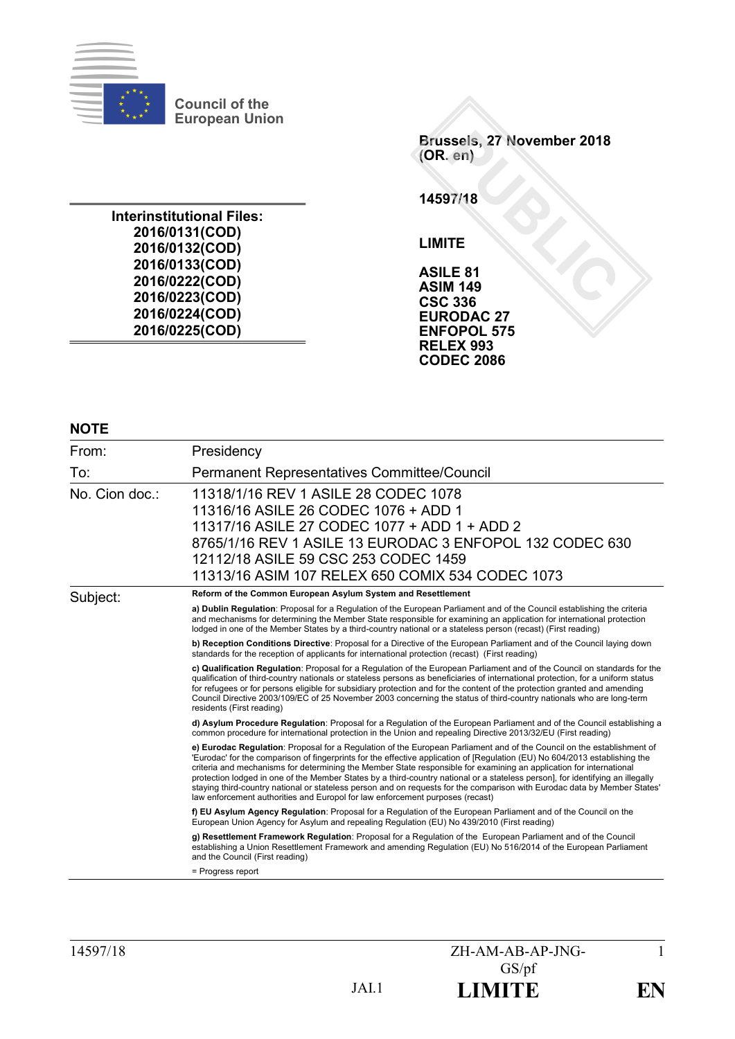**Council of the European Union**

Brussels, 27 November 2018
(OR. en)

14597/18

LIMITE

ASILE 81
ASIM 149
CSC 336
EURODAC 27
ENFOPOL 575
RELEX 993
CODEC 2086

**Interinstitutional Files:**
**2016/0131(COD)**
**2016/0132(COD)**
**2016/0133(COD)**
**2016/0222(COD)**
**2016/0223(COD)**
**2016/0224(COD)**
**2016/0225(COD)**

## NOTE

| | |
|---|---|
| From: | Presidency |
| To: | Permanent Representatives Committee/Council |
| No. Cion doc.: | 11318/1/16 REV 1 ASILE 28 CODEC 1078<br>11316/16 ASILE 26 CODEC 1076 + ADD 1<br>11317/16 ASILE 27 CODEC 1077 + ADD 1 + ADD 2<br>8765/1/16 REV 1 ASILE 13 EURODAC 3 ENFOPOL 132 CODEC 630<br>12112/18 ASILE 59 CSC 253 CODEC 1459<br>11313/16 ASIM 107 RELEX 650 COMIX 534 CODEC 1073 |
| Subject: | **Reform of the Common European Asylum System and Resettlement**<br><br>**a) Dublin Regulation**: Proposal for a Regulation of the European Parliament and of the Council establishing the criteria and mechanisms for determining the Member State responsible for examining an application for international protection lodged in one of the Member States by a third-country national or a stateless person (recast) (First reading)<br><br>**b) Reception Conditions Directive**: Proposal for a Directive of the European Parliament and of the Council laying down standards for the reception of applicants for international protection (recast) (First reading)<br><br>**c) Qualification Regulation**: Proposal for a Regulation of the European Parliament and of the Council on standards for the qualification of third-country nationals or stateless persons as beneficiaries of international protection, for a uniform status for refugees or for persons eligible for subsidiary protection and for the content of the protection granted and amending Council Directive 2003/109/EC of 25 November 2003 concerning the status of third-country nationals who are long-term residents (First reading)<br><br>**d) Asylum Procedure Regulation**: Proposal for a Regulation of the European Parliament and of the Council establishing a common procedure for international protection in the Union and repealing Directive 2013/32/EU (First reading)<br><br>**e) Eurodac Regulation**: Proposal for a Regulation of the European Parliament and of the Council on the establishment of 'Eurodac' for the comparison of fingerprints for the effective application of [Regulation (EU) No 604/2013 establishing the criteria and mechanisms for determining the Member State responsible for examining an application for international protection lodged in one of the Member States by a third-country national or a stateless person], for identifying an illegally staying third-country national or stateless person and on requests for the comparison with Eurodac data by Member States' law enforcement authorities and Europol for law enforcement purposes (recast)<br><br>**f) EU Asylum Agency Regulation**: Proposal for a Regulation of the European Parliament and of the Council on the European Union Agency for Asylum and repealing Regulation (EU) No 439/2010 (First reading)<br><br>**g) Resettlement Framework Regulation**: Proposal for a Regulation of the European Parliament and of the Council establishing a Union Resettlement Framework and amending Regulation (EU) No 516/2014 of the European Parliament and the Council (First reading)<br><br>= Progress report |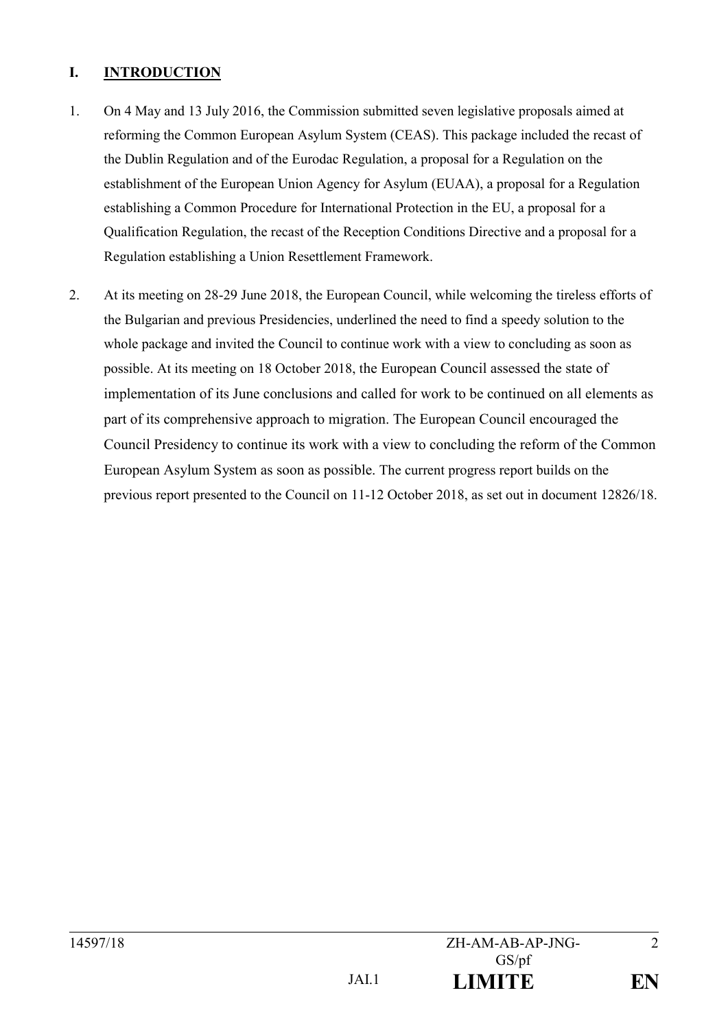## I. INTRODUCTION

1. On 4 May and 13 July 2016, the Commission submitted seven legislative proposals aimed at reforming the Common European Asylum System (CEAS). This package included the recast of the Dublin Regulation and of the Eurodac Regulation, a proposal for a Regulation on the establishment of the European Union Agency for Asylum (EUAA), a proposal for a Regulation establishing a Common Procedure for International Protection in the EU, a proposal for a Qualification Regulation, the recast of the Reception Conditions Directive and a proposal for a Regulation establishing a Union Resettlement Framework.

2. At its meeting on 28-29 June 2018, the European Council, while welcoming the tireless efforts of the Bulgarian and previous Presidencies, underlined the need to find a speedy solution to the whole package and invited the Council to continue work with a view to concluding as soon as possible. At its meeting on 18 October 2018, the European Council assessed the state of implementation of its June conclusions and called for work to be continued on all elements as part of its comprehensive approach to migration. The European Council encouraged the Council Presidency to continue its work with a view to concluding the reform of the Common European Asylum System as soon as possible. The current progress report builds on the previous report presented to the Council on 11-12 October 2018, as set out in document 12826/18.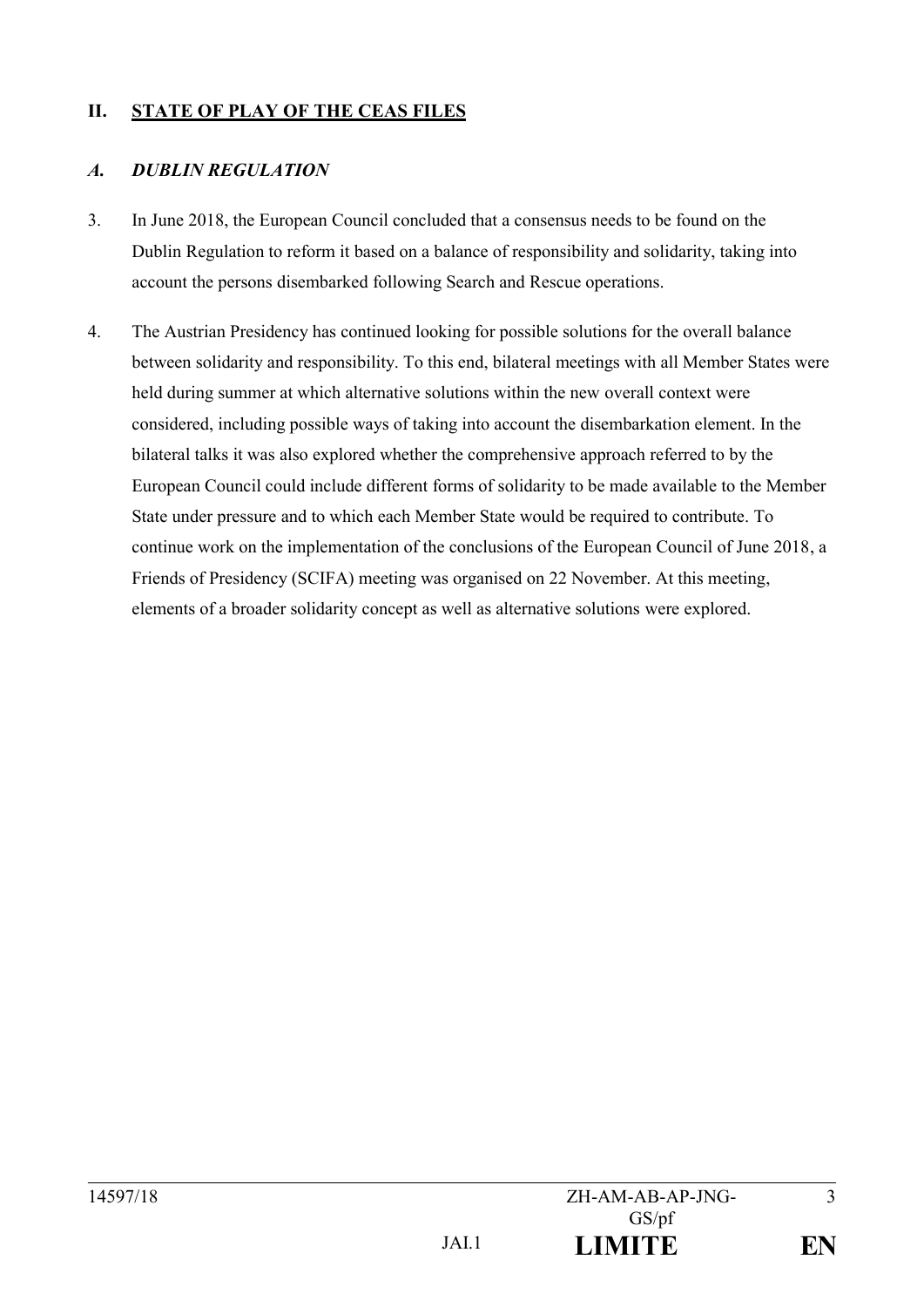## II. STATE OF PLAY OF THE CEAS FILES

### *A. DUBLIN REGULATION*

3. In June 2018, the European Council concluded that a consensus needs to be found on the Dublin Regulation to reform it based on a balance of responsibility and solidarity, taking into account the persons disembarked following Search and Rescue operations.

4. The Austrian Presidency has continued looking for possible solutions for the overall balance between solidarity and responsibility. To this end, bilateral meetings with all Member States were held during summer at which alternative solutions within the new overall context were considered, including possible ways of taking into account the disembarkation element. In the bilateral talks it was also explored whether the comprehensive approach referred to by the European Council could include different forms of solidarity to be made available to the Member State under pressure and to which each Member State would be required to contribute. To continue work on the implementation of the conclusions of the European Council of June 2018, a Friends of Presidency (SCIFA) meeting was organised on 22 November. At this meeting, elements of a broader solidarity concept as well as alternative solutions were explored.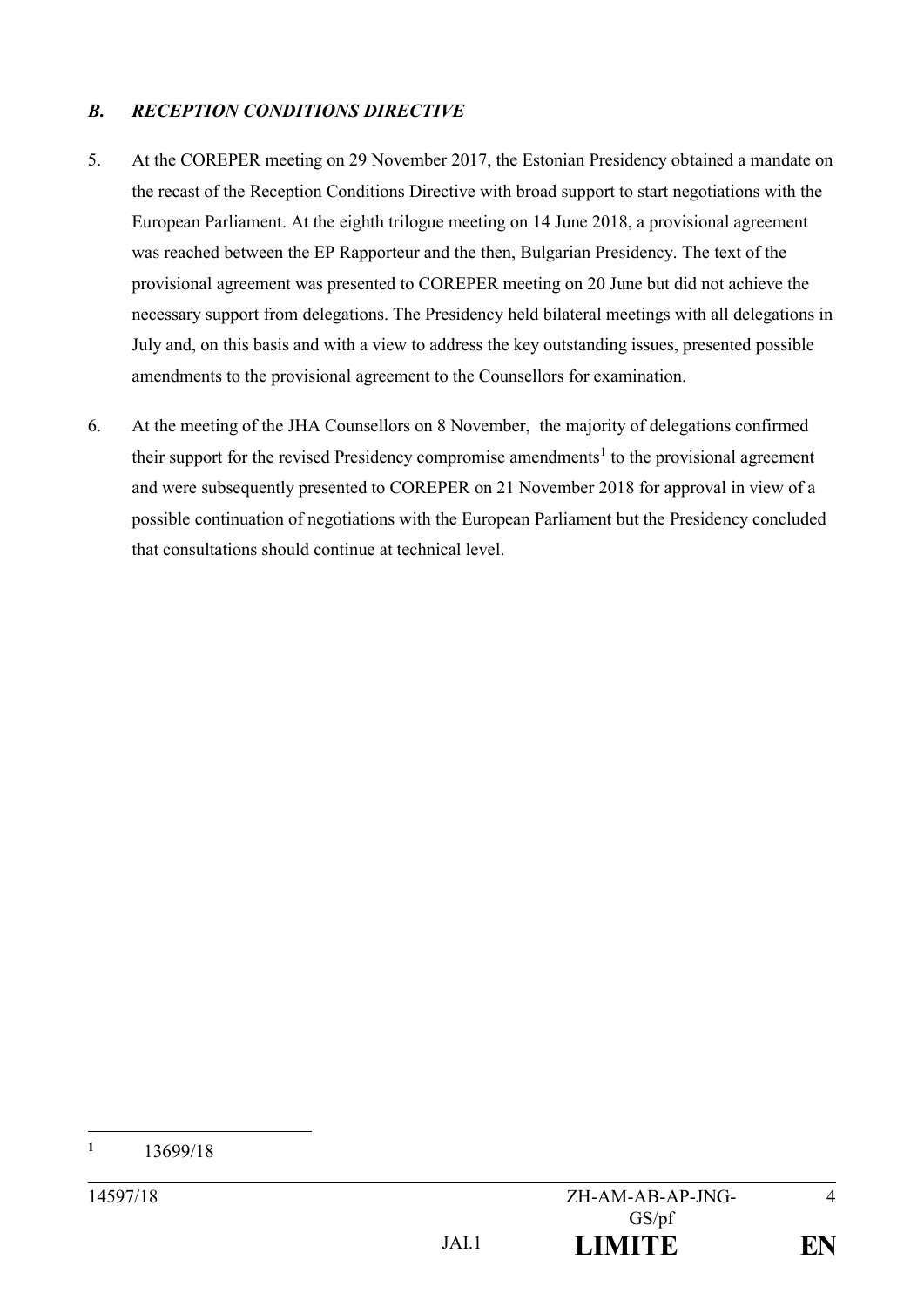## *B. RECEPTION CONDITIONS DIRECTIVE*

5. At the COREPER meeting on 29 November 2017, the Estonian Presidency obtained a mandate on the recast of the Reception Conditions Directive with broad support to start negotiations with the European Parliament. At the eighth trilogue meeting on 14 June 2018, a provisional agreement was reached between the EP Rapporteur and the then, Bulgarian Presidency. The text of the provisional agreement was presented to COREPER meeting on 20 June but did not achieve the necessary support from delegations. The Presidency held bilateral meetings with all delegations in July and, on this basis and with a view to address the key outstanding issues, presented possible amendments to the provisional agreement to the Counsellors for examination.

6. At the meeting of the JHA Counsellors on 8 November, the majority of delegations confirmed their support for the revised Presidency compromise amendments[1] to the provisional agreement and were subsequently presented to COREPER on 21 November 2018 for approval in view of a possible continuation of negotiations with the European Parliament but the Presidency concluded that consultations should continue at technical level.

---

[1] 13699/18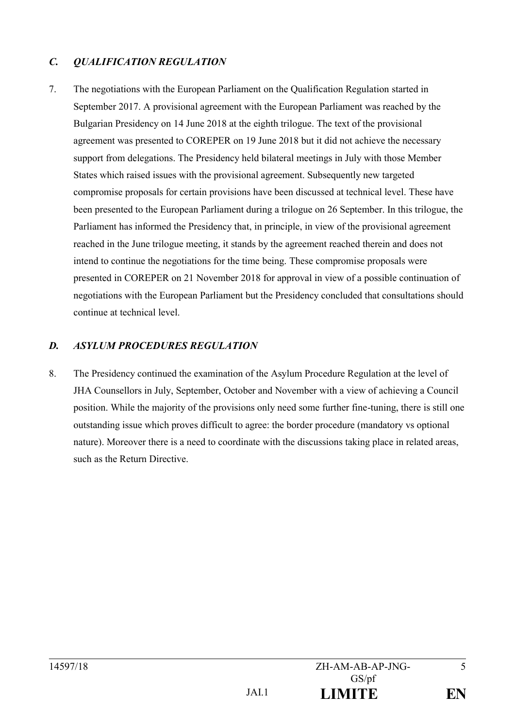### *C. QUALIFICATION REGULATION*

7. The negotiations with the European Parliament on the Qualification Regulation started in September 2017. A provisional agreement with the European Parliament was reached by the Bulgarian Presidency on 14 June 2018 at the eighth trilogue. The text of the provisional agreement was presented to COREPER on 19 June 2018 but it did not achieve the necessary support from delegations. The Presidency held bilateral meetings in July with those Member States which raised issues with the provisional agreement. Subsequently new targeted compromise proposals for certain provisions have been discussed at technical level. These have been presented to the European Parliament during a trilogue on 26 September. In this trilogue, the Parliament has informed the Presidency that, in principle, in view of the provisional agreement reached in the June trilogue meeting, it stands by the agreement reached therein and does not intend to continue the negotiations for the time being. These compromise proposals were presented in COREPER on 21 November 2018 for approval in view of a possible continuation of negotiations with the European Parliament but the Presidency concluded that consultations should continue at technical level.

### *D. ASYLUM PROCEDURES REGULATION*

8. The Presidency continued the examination of the Asylum Procedure Regulation at the level of JHA Counsellors in July, September, October and November with a view of achieving a Council position. While the majority of the provisions only need some further fine-tuning, there is still one outstanding issue which proves difficult to agree: the border procedure (mandatory vs optional nature). Moreover there is a need to coordinate with the discussions taking place in related areas, such as the Return Directive.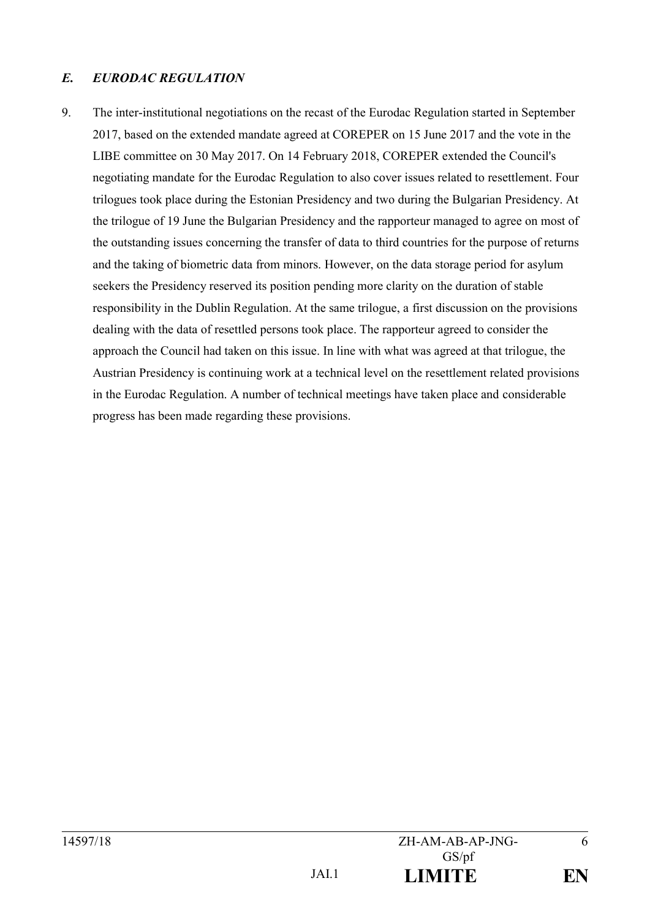### *E. EURODAC REGULATION*

9. The inter-institutional negotiations on the recast of the Eurodac Regulation started in September 2017, based on the extended mandate agreed at COREPER on 15 June 2017 and the vote in the LIBE committee on 30 May 2017. On 14 February 2018, COREPER extended the Council's negotiating mandate for the Eurodac Regulation to also cover issues related to resettlement. Four trilogues took place during the Estonian Presidency and two during the Bulgarian Presidency. At the trilogue of 19 June the Bulgarian Presidency and the rapporteur managed to agree on most of the outstanding issues concerning the transfer of data to third countries for the purpose of returns and the taking of biometric data from minors. However, on the data storage period for asylum seekers the Presidency reserved its position pending more clarity on the duration of stable responsibility in the Dublin Regulation. At the same trilogue, a first discussion on the provisions dealing with the data of resettled persons took place. The rapporteur agreed to consider the approach the Council had taken on this issue. In line with what was agreed at that trilogue, the Austrian Presidency is continuing work at a technical level on the resettlement related provisions in the Eurodac Regulation. A number of technical meetings have taken place and considerable progress has been made regarding these provisions.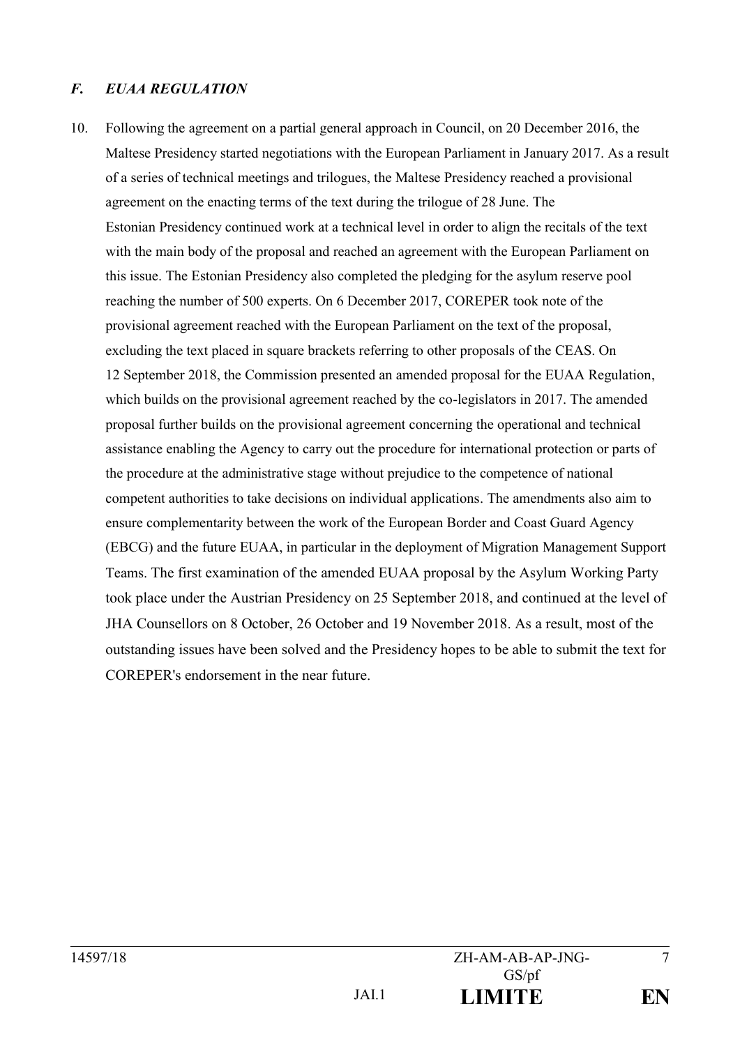### *F. EUAA REGULATION*

10. Following the agreement on a partial general approach in Council, on 20 December 2016, the Maltese Presidency started negotiations with the European Parliament in January 2017. As a result of a series of technical meetings and trilogues, the Maltese Presidency reached a provisional agreement on the enacting terms of the text during the trilogue of 28 June. The Estonian Presidency continued work at a technical level in order to align the recitals of the text with the main body of the proposal and reached an agreement with the European Parliament on this issue. The Estonian Presidency also completed the pledging for the asylum reserve pool reaching the number of 500 experts. On 6 December 2017, COREPER took note of the provisional agreement reached with the European Parliament on the text of the proposal, excluding the text placed in square brackets referring to other proposals of the CEAS. On 12 September 2018, the Commission presented an amended proposal for the EUAA Regulation, which builds on the provisional agreement reached by the co-legislators in 2017. The amended proposal further builds on the provisional agreement concerning the operational and technical assistance enabling the Agency to carry out the procedure for international protection or parts of the procedure at the administrative stage without prejudice to the competence of national competent authorities to take decisions on individual applications. The amendments also aim to ensure complementarity between the work of the European Border and Coast Guard Agency (EBCG) and the future EUAA, in particular in the deployment of Migration Management Support Teams. The first examination of the amended EUAA proposal by the Asylum Working Party took place under the Austrian Presidency on 25 September 2018, and continued at the level of JHA Counsellors on 8 October, 26 October and 19 November 2018. As a result, most of the outstanding issues have been solved and the Presidency hopes to be able to submit the text for COREPER's endorsement in the near future.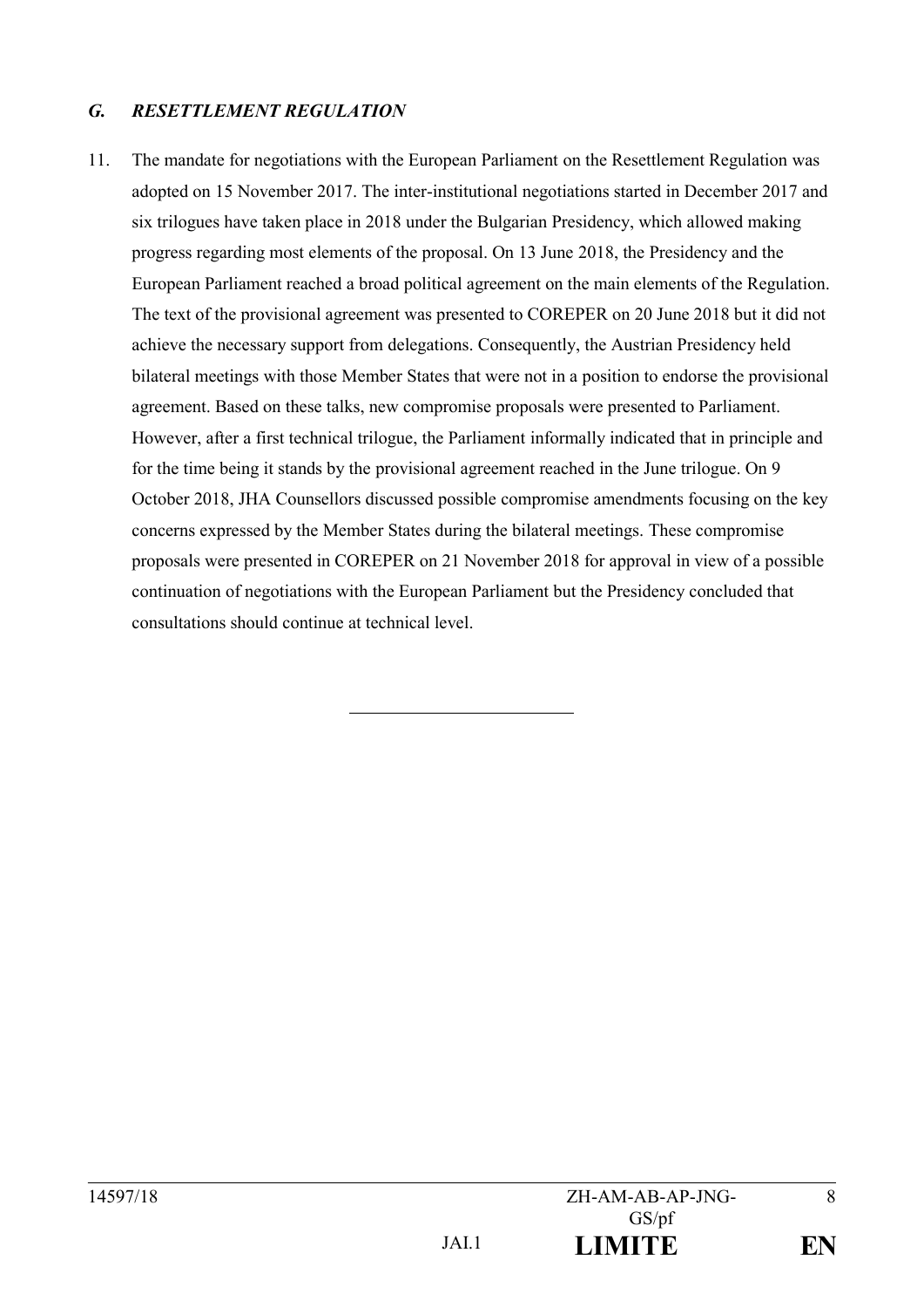## *G. RESETTLEMENT REGULATION*

11. The mandate for negotiations with the European Parliament on the Resettlement Regulation was adopted on 15 November 2017. The inter-institutional negotiations started in December 2017 and six trilogues have taken place in 2018 under the Bulgarian Presidency, which allowed making progress regarding most elements of the proposal. On 13 June 2018, the Presidency and the European Parliament reached a broad political agreement on the main elements of the Regulation. The text of the provisional agreement was presented to COREPER on 20 June 2018 but it did not achieve the necessary support from delegations. Consequently, the Austrian Presidency held bilateral meetings with those Member States that were not in a position to endorse the provisional agreement. Based on these talks, new compromise proposals were presented to Parliament. However, after a first technical trilogue, the Parliament informally indicated that in principle and for the time being it stands by the provisional agreement reached in the June trilogue. On 9 October 2018, JHA Counsellors discussed possible compromise amendments focusing on the key concerns expressed by the Member States during the bilateral meetings. These compromise proposals were presented in COREPER on 21 November 2018 for approval in view of a possible continuation of negotiations with the European Parliament but the Presidency concluded that consultations should continue at technical level.